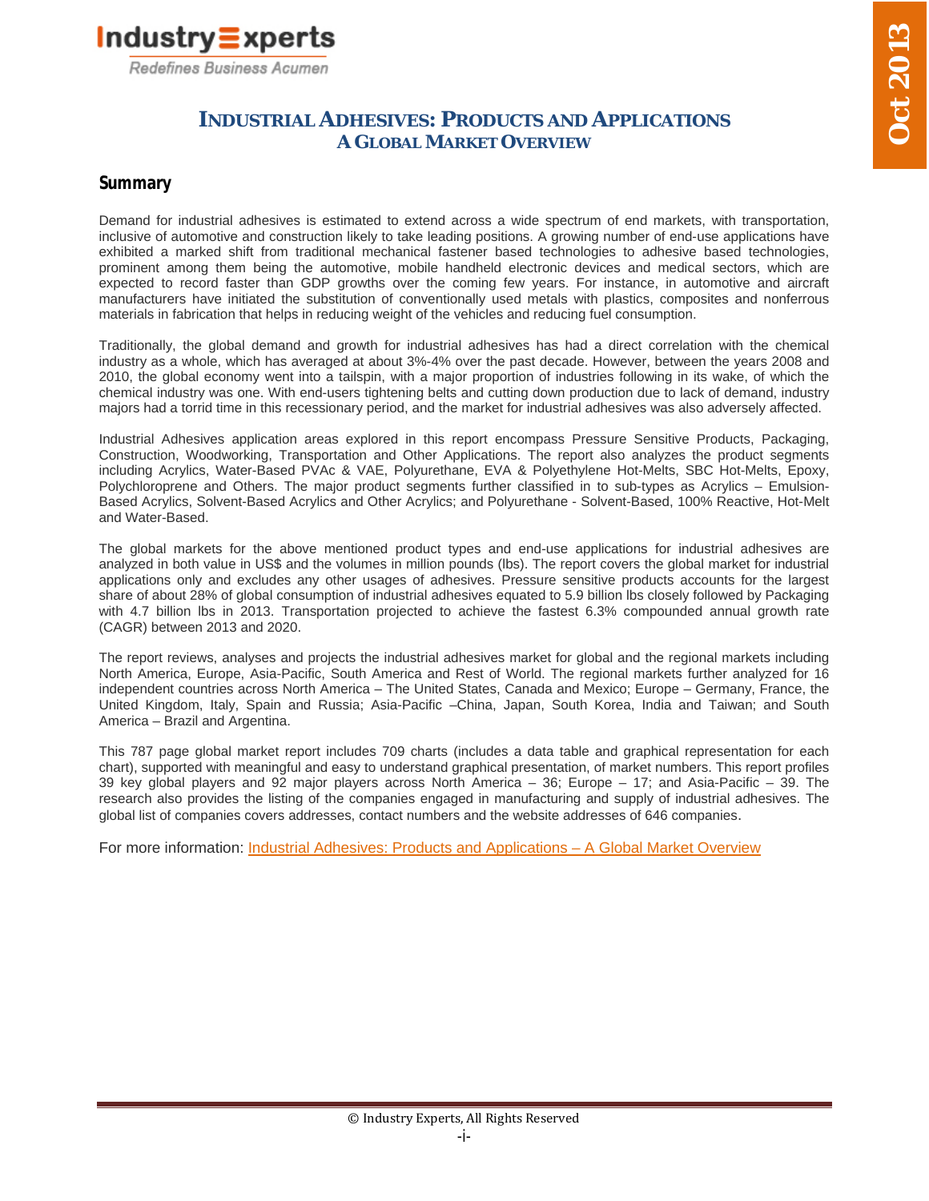# INDUSTRIAL ADHESIVES: PRODUCTS AND APPLICATIONS
## A GLOBAL MARKET OVERVIEW

### Summary

Demand for industrial adhesives is estimated to extend across a wide spectrum of end markets, with transportation, inclusive of automotive and construction likely to take leading positions. A growing number of end-use applications have exhibited a marked shift from traditional mechanical fastener based technologies to adhesive based technologies, prominent among them being the automotive, mobile handheld electronic devices and medical sectors, which are expected to record faster than GDP growths over the coming few years. For instance, in automotive and aircraft manufacturers have initiated the substitution of conventionally used metals with plastics, composites and nonferrous materials in fabrication that helps in reducing weight of the vehicles and reducing fuel consumption.

Traditionally, the global demand and growth for industrial adhesives has had a direct correlation with the chemical industry as a whole, which has averaged at about 3%-4% over the past decade. However, between the years 2008 and 2010, the global economy went into a tailspin, with a major proportion of industries following in its wake, of which the chemical industry was one. With end-users tightening belts and cutting down production due to lack of demand, industry majors had a torrid time in this recessionary period, and the market for industrial adhesives was also adversely affected.

Industrial Adhesives application areas explored in this report encompass Pressure Sensitive Products, Packaging, Construction, Woodworking, Transportation and Other Applications. The report also analyzes the product segments including Acrylics, Water-Based PVAc & VAE, Polyurethane, EVA & Polyethylene Hot-Melts, SBC Hot-Melts, Epoxy, Polychloroprene and Others. The major product segments further classified in to sub-types as Acrylics – Emulsion-Based Acrylics, Solvent-Based Acrylics and Other Acrylics; and Polyurethane - Solvent-Based, 100% Reactive, Hot-Melt and Water-Based.

The global markets for the above mentioned product types and end-use applications for industrial adhesives are analyzed in both value in US$ and the volumes in million pounds (lbs). The report covers the global market for industrial applications only and excludes any other usages of adhesives. Pressure sensitive products accounts for the largest share of about 28% of global consumption of industrial adhesives equated to 5.9 billion lbs closely followed by Packaging with 4.7 billion lbs in 2013. Transportation projected to achieve the fastest 6.3% compounded annual growth rate (CAGR) between 2013 and 2020.

The report reviews, analyses and projects the industrial adhesives market for global and the regional markets including North America, Europe, Asia-Pacific, South America and Rest of World. The regional markets further analyzed for 16 independent countries across North America – The United States, Canada and Mexico; Europe – Germany, France, the United Kingdom, Italy, Spain and Russia; Asia-Pacific –China, Japan, South Korea, India and Taiwan; and South America – Brazil and Argentina.

This 787 page global market report includes 709 charts (includes a data table and graphical representation for each chart), supported with meaningful and easy to understand graphical presentation, of market numbers. This report profiles 39 key global players and 92 major players across North America – 36; Europe – 17; and Asia-Pacific – 39. The research also provides the listing of the companies engaged in manufacturing and supply of industrial adhesives. The global list of companies covers addresses, contact numbers and the website addresses of 646 companies.

For more information: Industrial Adhesives: Products and Applications – A Global Market Overview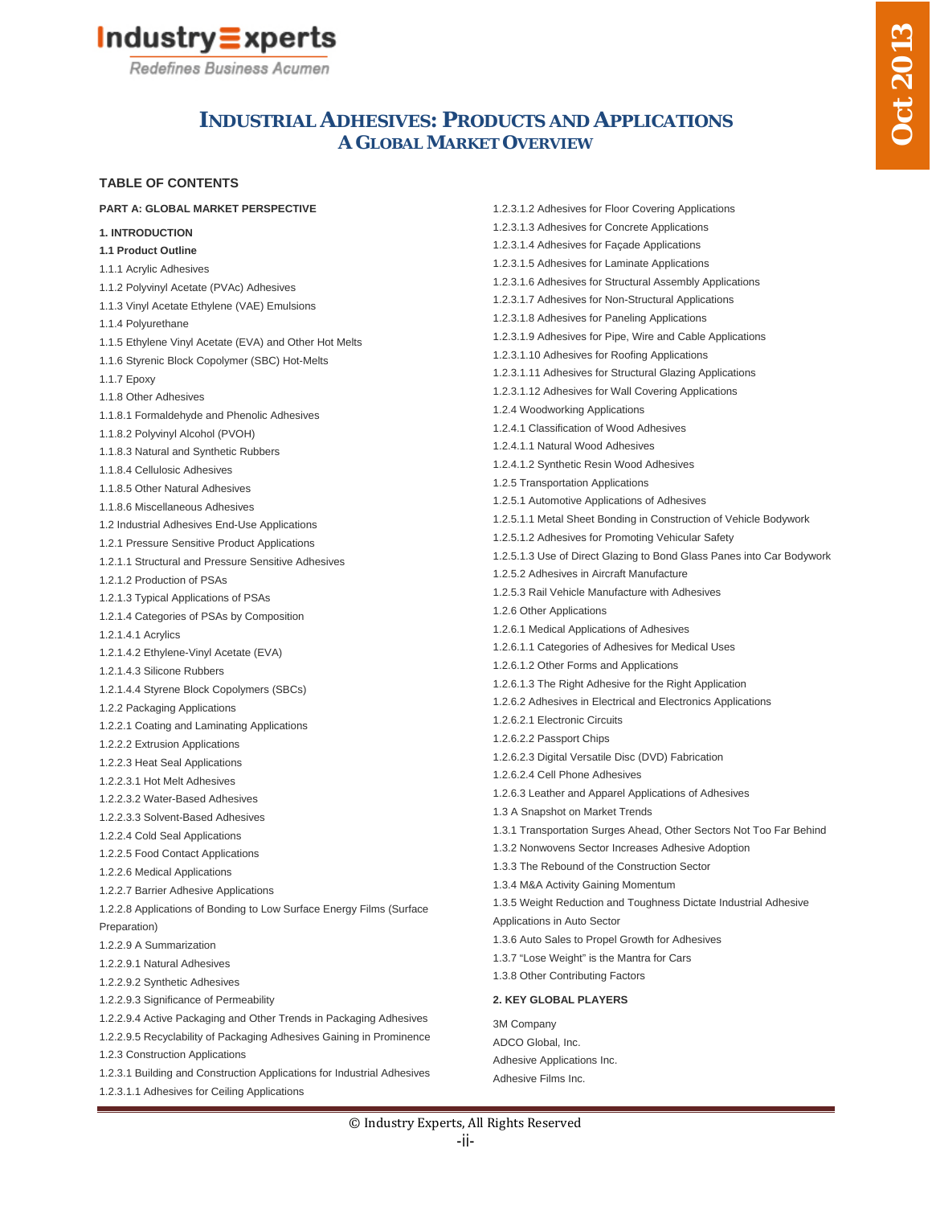# INDUSTRIAL ADHESIVES: PRODUCTS AND APPLICATIONS
## A GLOBAL MARKET OVERVIEW

### TABLE OF CONTENTS

**PART A: GLOBAL MARKET PERSPECTIVE**

**1. INTRODUCTION**

**1.1 Product Outline**

1.1.1 Acrylic Adhesives
1.1.2 Polyvinyl Acetate (PVAc) Adhesives
1.1.3 Vinyl Acetate Ethylene (VAE) Emulsions
1.1.4 Polyurethane
1.1.5 Ethylene Vinyl Acetate (EVA) and Other Hot Melts
1.1.6 Styrenic Block Copolymer (SBC) Hot-Melts
1.1.7 Epoxy
1.1.8 Other Adhesives
1.1.8.1 Formaldehyde and Phenolic Adhesives
1.1.8.2 Polyvinyl Alcohol (PVOH)
1.1.8.3 Natural and Synthetic Rubbers
1.1.8.4 Cellulosic Adhesives
1.1.8.5 Other Natural Adhesives
1.1.8.6 Miscellaneous Adhesives
1.2 Industrial Adhesives End-Use Applications
1.2.1 Pressure Sensitive Product Applications
1.2.1.1 Structural and Pressure Sensitive Adhesives
1.2.1.2 Production of PSAs
1.2.1.3 Typical Applications of PSAs
1.2.1.4 Categories of PSAs by Composition
1.2.1.4.1 Acrylics
1.2.1.4.2 Ethylene-Vinyl Acetate (EVA)
1.2.1.4.3 Silicone Rubbers
1.2.1.4.4 Styrene Block Copolymers (SBCs)
1.2.2 Packaging Applications
1.2.2.1 Coating and Laminating Applications
1.2.2.2 Extrusion Applications
1.2.2.3 Heat Seal Applications
1.2.2.3.1 Hot Melt Adhesives
1.2.2.3.2 Water-Based Adhesives
1.2.2.3.3 Solvent-Based Adhesives
1.2.2.4 Cold Seal Applications
1.2.2.5 Food Contact Applications
1.2.2.6 Medical Applications
1.2.2.7 Barrier Adhesive Applications
1.2.2.8 Applications of Bonding to Low Surface Energy Films (Surface Preparation)
1.2.2.9 A Summarization
1.2.2.9.1 Natural Adhesives
1.2.2.9.2 Synthetic Adhesives
1.2.2.9.3 Significance of Permeability
1.2.2.9.4 Active Packaging and Other Trends in Packaging Adhesives
1.2.2.9.5 Recyclability of Packaging Adhesives Gaining in Prominence
1.2.3 Construction Applications
1.2.3.1 Building and Construction Applications for Industrial Adhesives
1.2.3.1.1 Adhesives for Ceiling Applications
1.2.3.1.2 Adhesives for Floor Covering Applications
1.2.3.1.3 Adhesives for Concrete Applications
1.2.3.1.4 Adhesives for Façade Applications
1.2.3.1.5 Adhesives for Laminate Applications
1.2.3.1.6 Adhesives for Structural Assembly Applications
1.2.3.1.7 Adhesives for Non-Structural Applications
1.2.3.1.8 Adhesives for Paneling Applications
1.2.3.1.9 Adhesives for Pipe, Wire and Cable Applications
1.2.3.1.10 Adhesives for Roofing Applications
1.2.3.1.11 Adhesives for Structural Glazing Applications
1.2.3.1.12 Adhesives for Wall Covering Applications
1.2.4 Woodworking Applications
1.2.4.1 Classification of Wood Adhesives
1.2.4.1.1 Natural Wood Adhesives
1.2.4.1.2 Synthetic Resin Wood Adhesives
1.2.5 Transportation Applications
1.2.5.1 Automotive Applications of Adhesives
1.2.5.1.1 Metal Sheet Bonding in Construction of Vehicle Bodywork
1.2.5.1.2 Adhesives for Promoting Vehicular Safety
1.2.5.1.3 Use of Direct Glazing to Bond Glass Panes into Car Bodywork
1.2.5.2 Adhesives in Aircraft Manufacture
1.2.5.3 Rail Vehicle Manufacture with Adhesives
1.2.6 Other Applications
1.2.6.1 Medical Applications of Adhesives
1.2.6.1.1 Categories of Adhesives for Medical Uses
1.2.6.1.2 Other Forms and Applications
1.2.6.1.3 The Right Adhesive for the Right Application
1.2.6.2 Adhesives in Electrical and Electronics Applications
1.2.6.2.1 Electronic Circuits
1.2.6.2.2 Passport Chips
1.2.6.2.3 Digital Versatile Disc (DVD) Fabrication
1.2.6.2.4 Cell Phone Adhesives
1.2.6.3 Leather and Apparel Applications of Adhesives
1.3 A Snapshot on Market Trends
1.3.1 Transportation Surges Ahead, Other Sectors Not Too Far Behind
1.3.2 Nonwovens Sector Increases Adhesive Adoption
1.3.3 The Rebound of the Construction Sector
1.3.4 M&A Activity Gaining Momentum
1.3.5 Weight Reduction and Toughness Dictate Industrial Adhesive Applications in Auto Sector
1.3.6 Auto Sales to Propel Growth for Adhesives
1.3.7 "Lose Weight" is the Mantra for Cars
1.3.8 Other Contributing Factors

**2. KEY GLOBAL PLAYERS**

3M Company
ADCO Global, Inc.
Adhesive Applications Inc.
Adhesive Films Inc.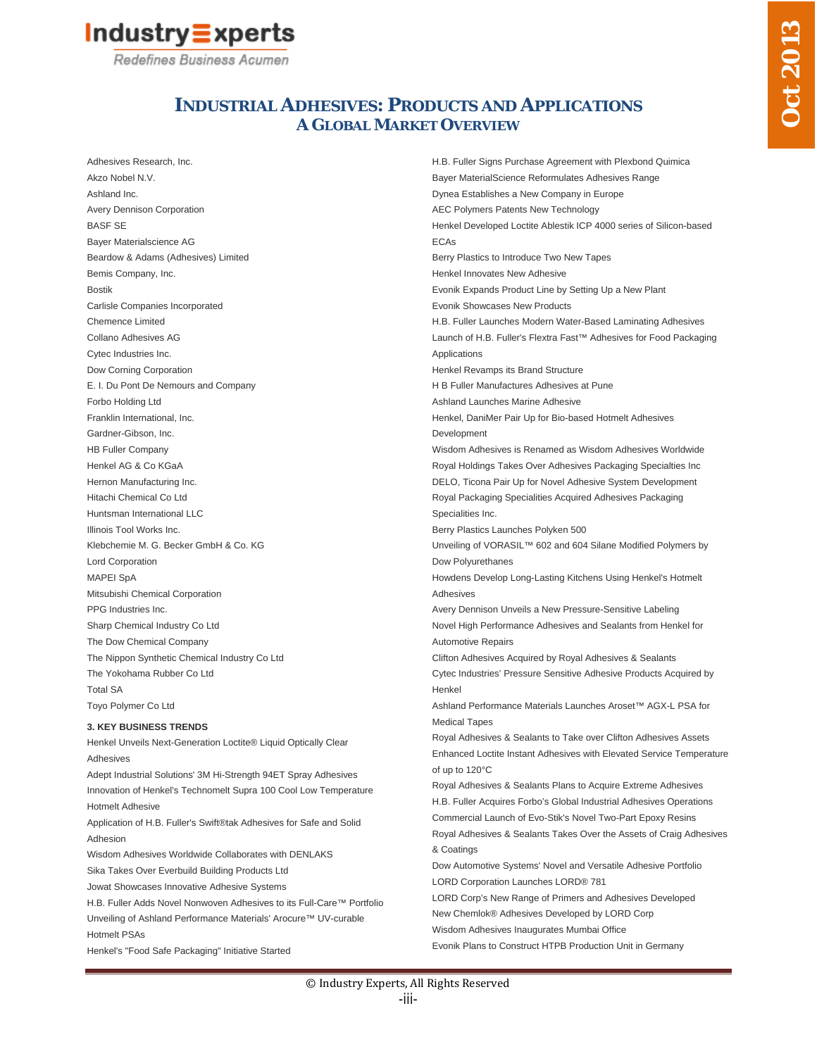# Industrial Adhesives: Products and Applications
## A Global Market Overview

Adhesives Research, Inc.
Akzo Nobel N.V.
Ashland Inc.
Avery Dennison Corporation
BASF SE
Bayer Materialscience AG
Beardow & Adams (Adhesives) Limited
Bemis Company, Inc.
Bostik
Carlisle Companies Incorporated
Chemence Limited
Collano Adhesives AG
Cytec Industries Inc.
Dow Corning Corporation
E. I. Du Pont De Nemours and Company
Forbo Holding Ltd
Franklin International, Inc.
Gardner-Gibson, Inc.
HB Fuller Company
Henkel AG & Co KGaA
Hernon Manufacturing Inc.
Hitachi Chemical Co Ltd
Huntsman International LLC
Illinois Tool Works Inc.
Klebchemie M. G. Becker GmbH & Co. KG
Lord Corporation
MAPEI SpA
Mitsubishi Chemical Corporation
PPG Industries Inc.
Sharp Chemical Industry Co Ltd
The Dow Chemical Company
The Nippon Synthetic Chemical Industry Co Ltd
The Yokohama Rubber Co Ltd
Total SA
Toyo Polymer Co Ltd

**3. KEY BUSINESS TRENDS**

Henkel Unveils Next-Generation Loctite® Liquid Optically Clear Adhesives
Adept Industrial Solutions' 3M Hi-Strength 94ET Spray Adhesives
Innovation of Henkel's Technomelt Supra 100 Cool Low Temperature Hotmelt Adhesive
Application of H.B. Fuller's Swift®tak Adhesives for Safe and Solid Adhesion
Wisdom Adhesives Worldwide Collaborates with DENLAKS
Sika Takes Over Everbuild Building Products Ltd
Jowat Showcases Innovative Adhesive Systems
H.B. Fuller Adds Novel Nonwoven Adhesives to its Full-Care™ Portfolio
Unveiling of Ashland Performance Materials' Arocure™ UV-curable Hotmelt PSAs
Henkel's "Food Safe Packaging" Initiative Started
H.B. Fuller Signs Purchase Agreement with Plexbond Quimica
Bayer MaterialScience Reformulates Adhesives Range
Dynea Establishes a New Company in Europe
AEC Polymers Patents New Technology
Henkel Developed Loctite Ablestik ICP 4000 series of Silicon-based ECAs
Berry Plastics to Introduce Two New Tapes
Henkel Innovates New Adhesive
Evonik Expands Product Line by Setting Up a New Plant
Evonik Showcases New Products
H.B. Fuller Launches Modern Water-Based Laminating Adhesives
Launch of H.B. Fuller's Flextra Fast™ Adhesives for Food Packaging Applications
Henkel Revamps its Brand Structure
H B Fuller Manufactures Adhesives at Pune
Ashland Launches Marine Adhesive
Henkel, DaniMer Pair Up for Bio-based Hotmelt Adhesives Development
Wisdom Adhesives is Renamed as Wisdom Adhesives Worldwide
Royal Holdings Takes Over Adhesives Packaging Specialties Inc
DELO, Ticona Pair Up for Novel Adhesive System Development
Royal Packaging Specialities Acquired Adhesives Packaging Specialities Inc.
Berry Plastics Launches Polyken 500
Unveiling of VORASIL™ 602 and 604 Silane Modified Polymers by Dow Polyurethanes
Howdens Develop Long-Lasting Kitchens Using Henkel's Hotmelt Adhesives
Avery Dennison Unveils a New Pressure-Sensitive Labeling
Novel High Performance Adhesives and Sealants from Henkel for Automotive Repairs
Clifton Adhesives Acquired by Royal Adhesives & Sealants
Cytec Industries' Pressure Sensitive Adhesive Products Acquired by Henkel
Ashland Performance Materials Launches Aroset™ AGX-L PSA for Medical Tapes
Royal Adhesives & Sealants to Take over Clifton Adhesives Assets
Enhanced Loctite Instant Adhesives with Elevated Service Temperature of up to 120°C
Royal Adhesives & Sealants Plans to Acquire Extreme Adhesives
H.B. Fuller Acquires Forbo's Global Industrial Adhesives Operations
Commercial Launch of Evo-Stik's Novel Two-Part Epoxy Resins
Royal Adhesives & Sealants Takes Over the Assets of Craig Adhesives & Coatings
Dow Automotive Systems' Novel and Versatile Adhesive Portfolio
LORD Corporation Launches LORD® 781
LORD Corp's New Range of Primers and Adhesives Developed
New Chemlok® Adhesives Developed by LORD Corp
Wisdom Adhesives Inaugurates Mumbai Office
Evonik Plans to Construct HTPB Production Unit in Germany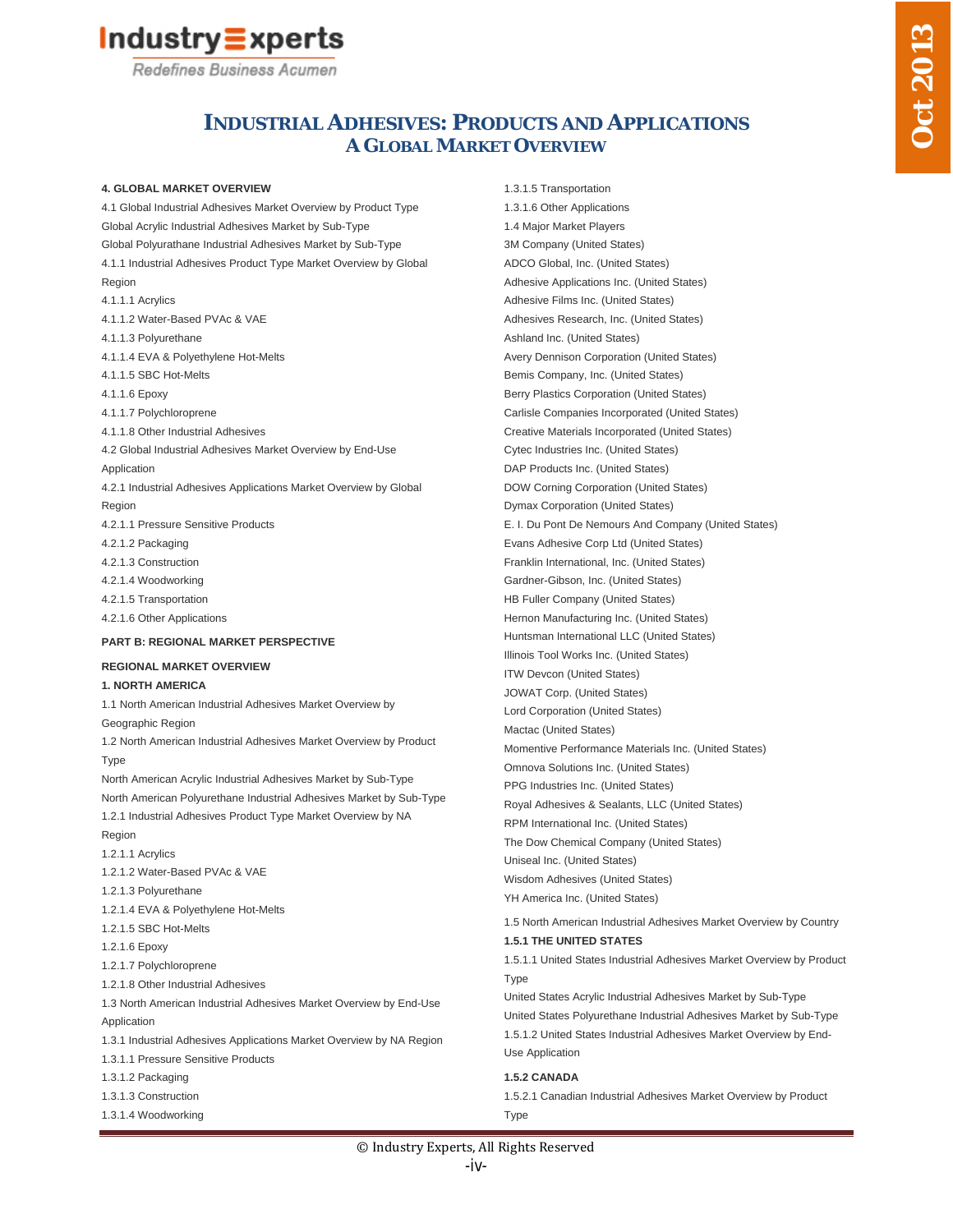# INDUSTRIAL ADHESIVES: PRODUCTS AND APPLICATIONS
## A GLOBAL MARKET OVERVIEW

**4. GLOBAL MARKET OVERVIEW**

4.1 Global Industrial Adhesives Market Overview by Product Type

Global Acrylic Industrial Adhesives Market by Sub-Type

Global Polyurathane Industrial Adhesives Market by Sub-Type

4.1.1 Industrial Adhesives Product Type Market Overview by Global Region

4.1.1.1 Acrylics

4.1.1.2 Water-Based PVAc & VAE

4.1.1.3 Polyurethane

4.1.1.4 EVA & Polyethylene Hot-Melts

4.1.1.5 SBC Hot-Melts

4.1.1.6 Epoxy

4.1.1.7 Polychloroprene

4.1.1.8 Other Industrial Adhesives

4.2 Global Industrial Adhesives Market Overview by End-Use Application

4.2.1 Industrial Adhesives Applications Market Overview by Global Region

4.2.1.1 Pressure Sensitive Products

4.2.1.2 Packaging

4.2.1.3 Construction

4.2.1.4 Woodworking

4.2.1.5 Transportation

4.2.1.6 Other Applications

**PART B: REGIONAL MARKET PERSPECTIVE**

**REGIONAL MARKET OVERVIEW**

**1. NORTH AMERICA**

1.1 North American Industrial Adhesives Market Overview by Geographic Region

1.2 North American Industrial Adhesives Market Overview by Product Type

North American Acrylic Industrial Adhesives Market by Sub-Type

North American Polyurethane Industrial Adhesives Market by Sub-Type

1.2.1 Industrial Adhesives Product Type Market Overview by NA Region

1.2.1.1 Acrylics

1.2.1.2 Water-Based PVAc & VAE

1.2.1.3 Polyurethane

1.2.1.4 EVA & Polyethylene Hot-Melts

1.2.1.5 SBC Hot-Melts

1.2.1.6 Epoxy

1.2.1.7 Polychloroprene

1.2.1.8 Other Industrial Adhesives

1.3 North American Industrial Adhesives Market Overview by End-Use Application

1.3.1 Industrial Adhesives Applications Market Overview by NA Region

1.3.1.1 Pressure Sensitive Products

1.3.1.2 Packaging

1.3.1.3 Construction

1.3.1.4 Woodworking

1.3.1.5 Transportation

1.3.1.6 Other Applications

1.4 Major Market Players

3M Company (United States)

ADCO Global, Inc. (United States)

Adhesive Applications Inc. (United States)

Adhesive Films Inc. (United States)

Adhesives Research, Inc. (United States)

Ashland Inc. (United States)

Avery Dennison Corporation (United States)

Bemis Company, Inc. (United States)

Berry Plastics Corporation (United States)

Carlisle Companies Incorporated (United States)

Creative Materials Incorporated (United States)

Cytec Industries Inc. (United States)

DAP Products Inc. (United States)

DOW Corning Corporation (United States)

Dymax Corporation (United States)

E. I. Du Pont De Nemours And Company (United States)

Evans Adhesive Corp Ltd (United States)

Franklin International, Inc. (United States)

Gardner-Gibson, Inc. (United States)

HB Fuller Company (United States)

Hernon Manufacturing Inc. (United States)

Huntsman International LLC (United States)

Illinois Tool Works Inc. (United States)

ITW Devcon (United States)

JOWAT Corp. (United States)

Lord Corporation (United States)

Mactac (United States)

Momentive Performance Materials Inc. (United States)

Omnova Solutions Inc. (United States)

PPG Industries Inc. (United States)

Royal Adhesives & Sealants, LLC (United States)

RPM International Inc. (United States)

The Dow Chemical Company (United States)

Uniseal Inc. (United States)

Wisdom Adhesives (United States)

YH America Inc. (United States)

1.5 North American Industrial Adhesives Market Overview by Country

**1.5.1 THE UNITED STATES**

1.5.1.1 United States Industrial Adhesives Market Overview by Product Type

United States Acrylic Industrial Adhesives Market by Sub-Type

United States Polyurethane Industrial Adhesives Market by Sub-Type

1.5.1.2 United States Industrial Adhesives Market Overview by End-Use Application

**1.5.2 CANADA**

1.5.2.1 Canadian Industrial Adhesives Market Overview by Product Type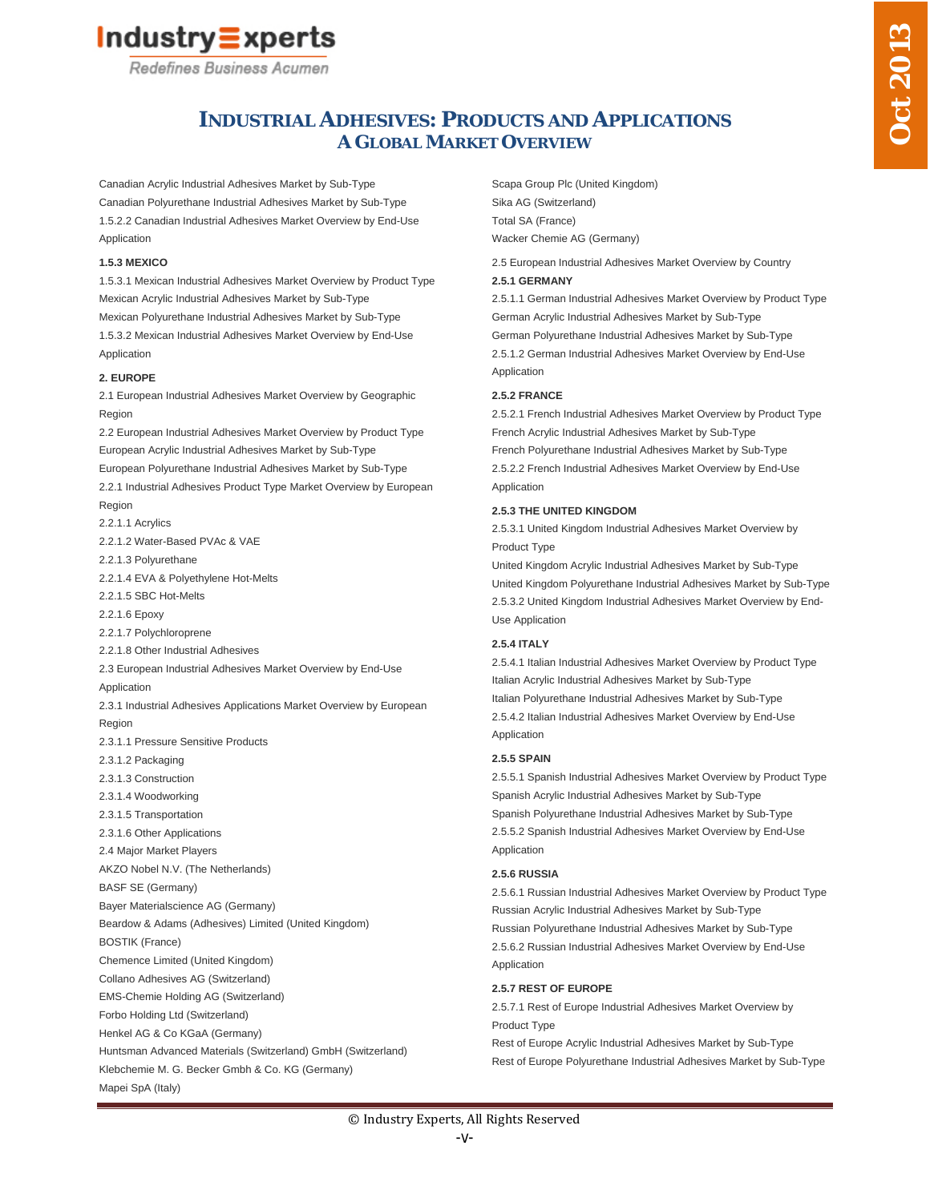Canadian Acrylic Industrial Adhesives Market by Sub-Type
Canadian Polyurethane Industrial Adhesives Market by Sub-Type
1.5.2.2 Canadian Industrial Adhesives Market Overview by End-Use Application

**1.5.3 MEXICO**

1.5.3.1 Mexican Industrial Adhesives Market Overview by Product Type
Mexican Acrylic Industrial Adhesives Market by Sub-Type
Mexican Polyurethane Industrial Adhesives Market by Sub-Type
1.5.3.2 Mexican Industrial Adhesives Market Overview by End-Use Application

**2. EUROPE**

2.1 European Industrial Adhesives Market Overview by Geographic Region
2.2 European Industrial Adhesives Market Overview by Product Type
European Acrylic Industrial Adhesives Market by Sub-Type
European Polyurethane Industrial Adhesives Market by Sub-Type
2.2.1 Industrial Adhesives Product Type Market Overview by European Region
2.2.1.1 Acrylics
2.2.1.2 Water-Based PVAc & VAE
2.2.1.3 Polyurethane
2.2.1.4 EVA & Polyethylene Hot-Melts
2.2.1.5 SBC Hot-Melts
2.2.1.6 Epoxy
2.2.1.7 Polychloroprene
2.2.1.8 Other Industrial Adhesives
2.3 European Industrial Adhesives Market Overview by End-Use Application
2.3.1 Industrial Adhesives Applications Market Overview by European Region
2.3.1.1 Pressure Sensitive Products
2.3.1.2 Packaging
2.3.1.3 Construction
2.3.1.4 Woodworking
2.3.1.5 Transportation
2.3.1.6 Other Applications
2.4 Major Market Players
AKZO Nobel N.V. (The Netherlands)
BASF SE (Germany)
Bayer Materialscience AG (Germany)
Beardow & Adams (Adhesives) Limited (United Kingdom)
BOSTIK (France)
Chemence Limited (United Kingdom)
Collano Adhesives AG (Switzerland)
EMS-Chemie Holding AG (Switzerland)
Forbo Holding Ltd (Switzerland)
Henkel AG & Co KGaA (Germany)
Huntsman Advanced Materials (Switzerland) GmbH (Switzerland)
Klebchemie M. G. Becker Gmbh & Co. KG (Germany)
Mapei SpA (Italy)
Scapa Group Plc (United Kingdom)
Sika AG (Switzerland)
Total SA (France)
Wacker Chemie AG (Germany)
2.5 European Industrial Adhesives Market Overview by Country

**2.5.1 GERMANY**

2.5.1.1 German Industrial Adhesives Market Overview by Product Type
German Acrylic Industrial Adhesives Market by Sub-Type
German Polyurethane Industrial Adhesives Market by Sub-Type
2.5.1.2 German Industrial Adhesives Market Overview by End-Use Application

**2.5.2 FRANCE**

2.5.2.1 French Industrial Adhesives Market Overview by Product Type
French Acrylic Industrial Adhesives Market by Sub-Type
French Polyurethane Industrial Adhesives Market by Sub-Type
2.5.2.2 French Industrial Adhesives Market Overview by End-Use Application

**2.5.3 THE UNITED KINGDOM**

2.5.3.1 United Kingdom Industrial Adhesives Market Overview by Product Type
United Kingdom Acrylic Industrial Adhesives Market by Sub-Type
United Kingdom Polyurethane Industrial Adhesives Market by Sub-Type
2.5.3.2 United Kingdom Industrial Adhesives Market Overview by End-Use Application

**2.5.4 ITALY**

2.5.4.1 Italian Industrial Adhesives Market Overview by Product Type
Italian Acrylic Industrial Adhesives Market by Sub-Type
Italian Polyurethane Industrial Adhesives Market by Sub-Type
2.5.4.2 Italian Industrial Adhesives Market Overview by End-Use Application

**2.5.5 SPAIN**

2.5.5.1 Spanish Industrial Adhesives Market Overview by Product Type
Spanish Acrylic Industrial Adhesives Market by Sub-Type
Spanish Polyurethane Industrial Adhesives Market by Sub-Type
2.5.5.2 Spanish Industrial Adhesives Market Overview by End-Use Application

**2.5.6 RUSSIA**

2.5.6.1 Russian Industrial Adhesives Market Overview by Product Type
Russian Acrylic Industrial Adhesives Market by Sub-Type
Russian Polyurethane Industrial Adhesives Market by Sub-Type
2.5.6.2 Russian Industrial Adhesives Market Overview by End-Use Application

**2.5.7 REST OF EUROPE**

2.5.7.1 Rest of Europe Industrial Adhesives Market Overview by Product Type
Rest of Europe Acrylic Industrial Adhesives Market by Sub-Type
Rest of Europe Polyurethane Industrial Adhesives Market by Sub-Type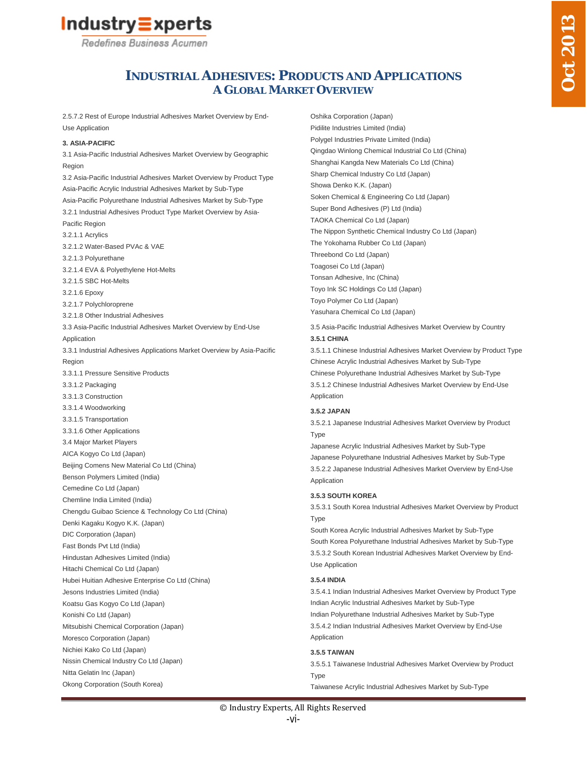2.5.7.2 Rest of Europe Industrial Adhesives Market Overview by End-Use Application

**3. ASIA-PACIFIC**

3.1 Asia-Pacific Industrial Adhesives Market Overview by Geographic Region

3.2 Asia-Pacific Industrial Adhesives Market Overview by Product Type

Asia-Pacific Acrylic Industrial Adhesives Market by Sub-Type

Asia-Pacific Polyurethane Industrial Adhesives Market by Sub-Type

3.2.1 Industrial Adhesives Product Type Market Overview by Asia-Pacific Region

3.2.1.1 Acrylics

3.2.1.2 Water-Based PVAc & VAE

3.2.1.3 Polyurethane

3.2.1.4 EVA & Polyethylene Hot-Melts

3.2.1.5 SBC Hot-Melts

3.2.1.6 Epoxy

3.2.1.7 Polychloroprene

3.2.1.8 Other Industrial Adhesives

3.3 Asia-Pacific Industrial Adhesives Market Overview by End-Use Application

3.3.1 Industrial Adhesives Applications Market Overview by Asia-Pacific Region

3.3.1.1 Pressure Sensitive Products

3.3.1.2 Packaging

3.3.1.3 Construction

3.3.1.4 Woodworking

3.3.1.5 Transportation

3.3.1.6 Other Applications

3.4 Major Market Players

AICA Kogyo Co Ltd (Japan)

Beijing Comens New Material Co Ltd (China)

Benson Polymers Limited (India)

Cemedine Co Ltd (Japan)

Chemline India Limited (India)

Chengdu Guibao Science & Technology Co Ltd (China)

Denki Kagaku Kogyo K.K. (Japan)

DIC Corporation (Japan)

Fast Bonds Pvt Ltd (India)

Hindustan Adhesives Limited (India)

Hitachi Chemical Co Ltd (Japan)

Hubei Huitian Adhesive Enterprise Co Ltd (China)

Jesons Industries Limited (India)

Koatsu Gas Kogyo Co Ltd (Japan)

Konishi Co Ltd (Japan)

Mitsubishi Chemical Corporation (Japan)

Moresco Corporation (Japan)

Nichiei Kako Co Ltd (Japan)

Nissin Chemical Industry Co Ltd (Japan)

Nitta Gelatin Inc (Japan)

Okong Corporation (South Korea)

Oshika Corporation (Japan)

Pidilite Industries Limited (India)

Polygel Industries Private Limited (India)

Qingdao Winlong Chemical Industrial Co Ltd (China)

Shanghai Kangda New Materials Co Ltd (China)

Sharp Chemical Industry Co Ltd (Japan)

Showa Denko K.K. (Japan)

Soken Chemical & Engineering Co Ltd (Japan)

Super Bond Adhesives (P) Ltd (India)

TAOKA Chemical Co Ltd (Japan)

The Nippon Synthetic Chemical Industry Co Ltd (Japan)

The Yokohama Rubber Co Ltd (Japan)

Threebond Co Ltd (Japan)

Toagosei Co Ltd (Japan)

Tonsan Adhesive, Inc (China)

Toyo Ink SC Holdings Co Ltd (Japan)

Toyo Polymer Co Ltd (Japan)

Yasuhara Chemical Co Ltd (Japan)

3.5 Asia-Pacific Industrial Adhesives Market Overview by Country

**3.5.1 CHINA**

3.5.1.1 Chinese Industrial Adhesives Market Overview by Product Type

Chinese Acrylic Industrial Adhesives Market by Sub-Type

Chinese Polyurethane Industrial Adhesives Market by Sub-Type

3.5.1.2 Chinese Industrial Adhesives Market Overview by End-Use Application

**3.5.2 JAPAN**

3.5.2.1 Japanese Industrial Adhesives Market Overview by Product Type

Japanese Acrylic Industrial Adhesives Market by Sub-Type

Japanese Polyurethane Industrial Adhesives Market by Sub-Type

3.5.2.2 Japanese Industrial Adhesives Market Overview by End-Use Application

**3.5.3 SOUTH KOREA**

3.5.3.1 South Korea Industrial Adhesives Market Overview by Product Type

South Korea Acrylic Industrial Adhesives Market by Sub-Type

South Korea Polyurethane Industrial Adhesives Market by Sub-Type

3.5.3.2 South Korean Industrial Adhesives Market Overview by End-Use Application

**3.5.4 INDIA**

3.5.4.1 Indian Industrial Adhesives Market Overview by Product Type

Indian Acrylic Industrial Adhesives Market by Sub-Type

Indian Polyurethane Industrial Adhesives Market by Sub-Type

3.5.4.2 Indian Industrial Adhesives Market Overview by End-Use Application

**3.5.5 TAIWAN**

3.5.5.1 Taiwanese Industrial Adhesives Market Overview by Product Type

Taiwanese Acrylic Industrial Adhesives Market by Sub-Type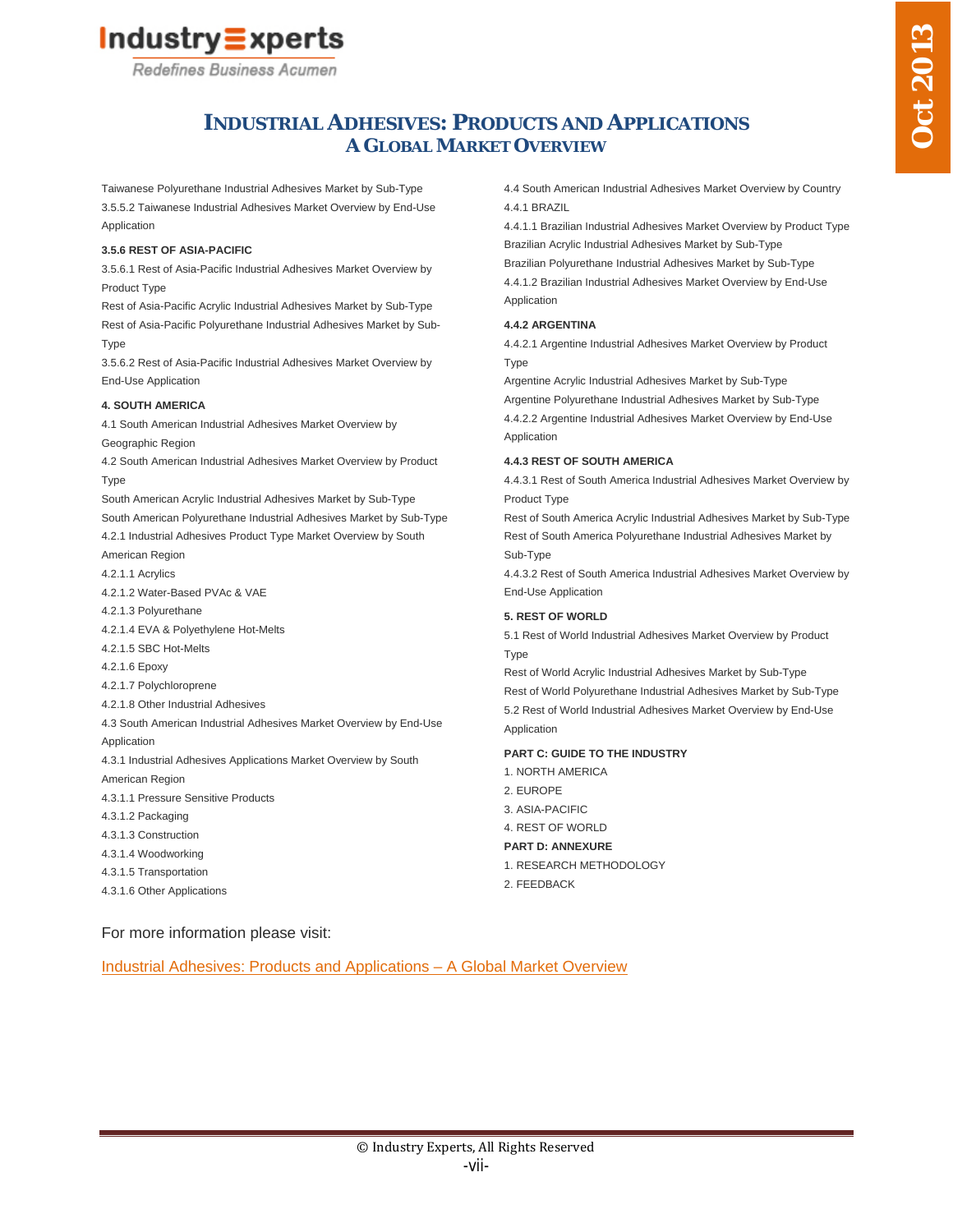Taiwanese Polyurethane Industrial Adhesives Market by Sub-Type

3.5.5.2 Taiwanese Industrial Adhesives Market Overview by End-Use Application

**3.5.6 REST OF ASIA-PACIFIC**

3.5.6.1 Rest of Asia-Pacific Industrial Adhesives Market Overview by Product Type

Rest of Asia-Pacific Acrylic Industrial Adhesives Market by Sub-Type

Rest of Asia-Pacific Polyurethane Industrial Adhesives Market by Sub-Type

3.5.6.2 Rest of Asia-Pacific Industrial Adhesives Market Overview by End-Use Application

**4. SOUTH AMERICA**

4.1 South American Industrial Adhesives Market Overview by Geographic Region

4.2 South American Industrial Adhesives Market Overview by Product Type

South American Acrylic Industrial Adhesives Market by Sub-Type

South American Polyurethane Industrial Adhesives Market by Sub-Type

4.2.1 Industrial Adhesives Product Type Market Overview by South American Region

4.2.1.1 Acrylics

4.2.1.2 Water-Based PVAc & VAE

4.2.1.3 Polyurethane

4.2.1.4 EVA & Polyethylene Hot-Melts

4.2.1.5 SBC Hot-Melts

4.2.1.6 Epoxy

4.2.1.7 Polychloroprene

4.2.1.8 Other Industrial Adhesives

4.3 South American Industrial Adhesives Market Overview by End-Use Application

4.3.1 Industrial Adhesives Applications Market Overview by South American Region

4.3.1.1 Pressure Sensitive Products

4.3.1.2 Packaging

4.3.1.3 Construction

4.3.1.4 Woodworking

4.3.1.5 Transportation

4.3.1.6 Other Applications

4.4 South American Industrial Adhesives Market Overview by Country

4.4.1 BRAZIL

4.4.1.1 Brazilian Industrial Adhesives Market Overview by Product Type

Brazilian Acrylic Industrial Adhesives Market by Sub-Type

Brazilian Polyurethane Industrial Adhesives Market by Sub-Type

4.4.1.2 Brazilian Industrial Adhesives Market Overview by End-Use Application

**4.4.2 ARGENTINA**

4.4.2.1 Argentine Industrial Adhesives Market Overview by Product Type

Argentine Acrylic Industrial Adhesives Market by Sub-Type

Argentine Polyurethane Industrial Adhesives Market by Sub-Type

4.4.2.2 Argentine Industrial Adhesives Market Overview by End-Use Application

**4.4.3 REST OF SOUTH AMERICA**

4.4.3.1 Rest of South America Industrial Adhesives Market Overview by Product Type

Rest of South America Acrylic Industrial Adhesives Market by Sub-Type

Rest of South America Polyurethane Industrial Adhesives Market by Sub-Type

4.4.3.2 Rest of South America Industrial Adhesives Market Overview by End-Use Application

**5. REST OF WORLD**

5.1 Rest of World Industrial Adhesives Market Overview by Product Type

Rest of World Acrylic Industrial Adhesives Market by Sub-Type

Rest of World Polyurethane Industrial Adhesives Market by Sub-Type

5.2 Rest of World Industrial Adhesives Market Overview by End-Use Application

**PART C: GUIDE TO THE INDUSTRY**

1. NORTH AMERICA
2. EUROPE
3. ASIA-PACIFIC
4. REST OF WORLD

**PART D: ANNEXURE**

1. RESEARCH METHODOLOGY
2. FEEDBACK

For more information please visit:

Industrial Adhesives: Products and Applications – A Global Market Overview